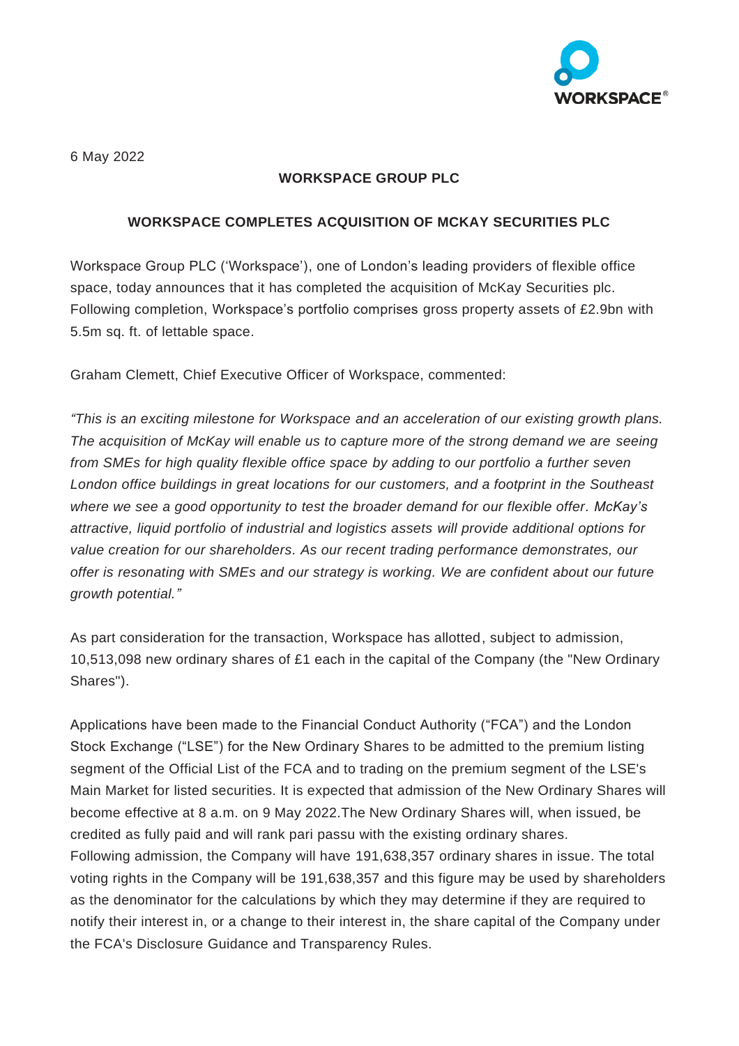6 May 2022

**WORKSPACE GROUP PLC**

**WORKSPACE COMPLETES ACQUISITION OF MCKAY SECURITIES PLC**

Workspace Group PLC ('Workspace'), one of London's leading providers of flexible office space, today announces that it has completed the acquisition of McKay Securities plc. Following completion, Workspace's portfolio comprises gross property assets of £2.9bn with 5.5m sq. ft. of lettable space.

Graham Clemett, Chief Executive Officer of Workspace, commented:

*"This is an exciting milestone for Workspace and an acceleration of our existing growth plans. The acquisition of McKay will enable us to capture more of the strong demand we are seeing from SMEs for high quality flexible office space by adding to our portfolio a further seven London office buildings in great locations for our customers, and a footprint in the Southeast where we see a good opportunity to test the broader demand for our flexible offer. McKay's attractive, liquid portfolio of industrial and logistics assets will provide additional options for value creation for our shareholders. As our recent trading performance demonstrates, our offer is resonating with SMEs and our strategy is working. We are confident about our future growth potential."*

As part consideration for the transaction, Workspace has allotted, subject to admission, 10,513,098 new ordinary shares of £1 each in the capital of the Company (the "New Ordinary Shares").

Applications have been made to the Financial Conduct Authority ("FCA") and the London Stock Exchange ("LSE") for the New Ordinary Shares to be admitted to the premium listing segment of the Official List of the FCA and to trading on the premium segment of the LSE's Main Market for listed securities. It is expected that admission of the New Ordinary Shares will become effective at 8 a.m. on 9 May 2022.The New Ordinary Shares will, when issued, be credited as fully paid and will rank pari passu with the existing ordinary shares.
Following admission, the Company will have 191,638,357 ordinary shares in issue. The total voting rights in the Company will be 191,638,357 and this figure may be used by shareholders as the denominator for the calculations by which they may determine if they are required to notify their interest in, or a change to their interest in, the share capital of the Company under the FCA's Disclosure Guidance and Transparency Rules.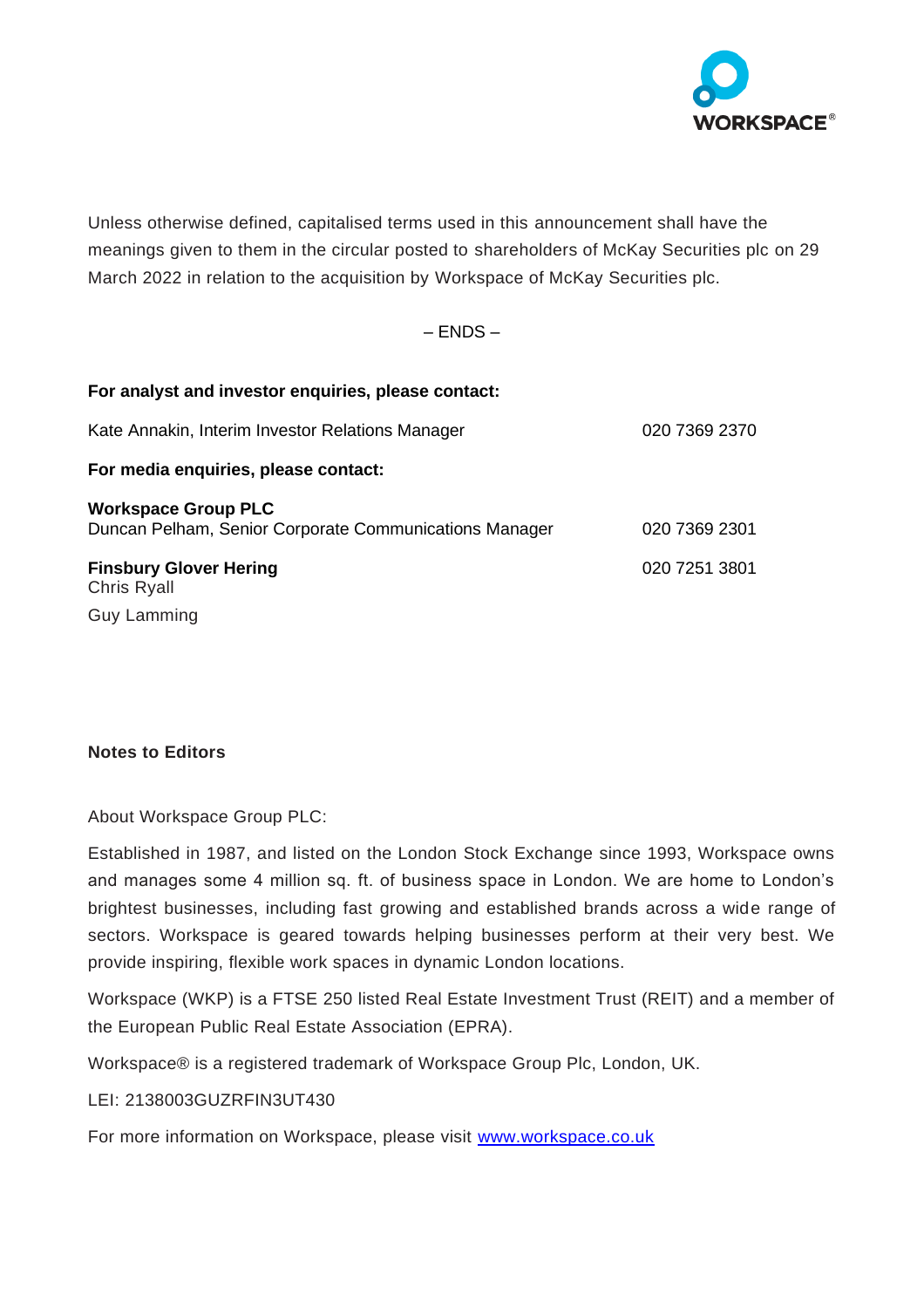Unless otherwise defined, capitalised terms used in this announcement shall have the meanings given to them in the circular posted to shareholders of McKay Securities plc on 29 March 2022 in relation to the acquisition by Workspace of McKay Securities plc.

– ENDS –

**For analyst and investor enquiries, please contact:**

Kate Annakin, Interim Investor Relations Manager 020 7369 2370

**For media enquiries, please contact:**

**Workspace Group PLC**
Duncan Pelham, Senior Corporate Communications Manager 020 7369 2301

**Finsbury Glover Hering** 020 7251 3801
Chris Ryall
Guy Lamming

**Notes to Editors**

About Workspace Group PLC:

Established in 1987, and listed on the London Stock Exchange since 1993, Workspace owns and manages some 4 million sq. ft. of business space in London. We are home to London's brightest businesses, including fast growing and established brands across a wide range of sectors. Workspace is geared towards helping businesses perform at their very best. We provide inspiring, flexible work spaces in dynamic London locations.

Workspace (WKP) is a FTSE 250 listed Real Estate Investment Trust (REIT) and a member of the European Public Real Estate Association (EPRA).

Workspace® is a registered trademark of Workspace Group Plc, London, UK.

LEI: 2138003GUZRFIN3UT430

For more information on Workspace, please visit [www.workspace.co.uk](http://www.workspace.co.uk)